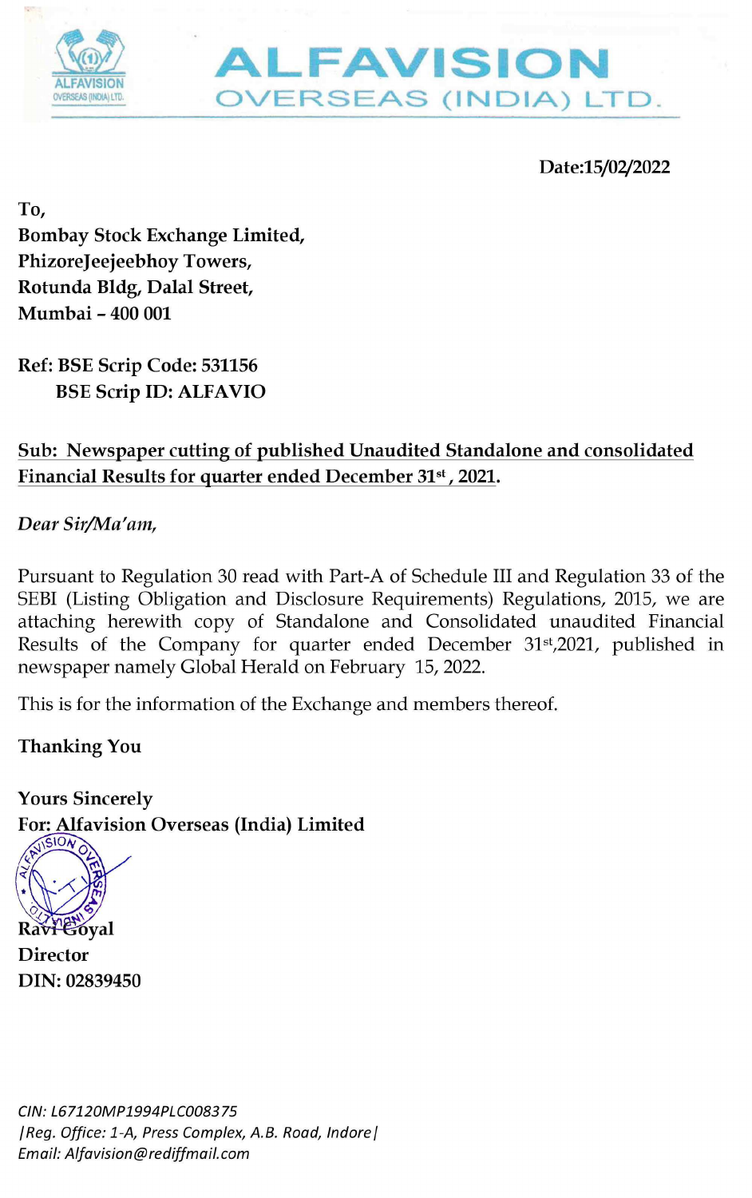# ALFAVISION
## OVERSEAS (INDIA) LTD.

**Date:15/02/2022**

**To,**
**Bombay Stock Exchange Limited,**
**PhizoreJeejeebhoy Towers,**
**Rotunda Bldg, Dalal Street,**
**Mumbai – 400 001**

**Ref: BSE Scrip Code: 531156**
**BSE Scrip ID: ALFAVIO**

**Sub: Newspaper cutting of published Unaudited Standalone and consolidated Financial Results for quarter ended December 31st , 2021.**

*Dear Sir/Ma'am,*

Pursuant to Regulation 30 read with Part-A of Schedule III and Regulation 33 of the SEBI (Listing Obligation and Disclosure Requirements) Regulations, 2015, we are attaching herewith copy of Standalone and Consolidated unaudited Financial Results of the Company for quarter ended December 31st,2021, published in newspaper namely Global Herald on February 15, 2022.

This is for the information of the Exchange and members thereof.

**Thanking You**

**Yours Sincerely**
**For: Alfavision Overseas (India) Limited**

**Ravi Goyal**
**Director**
**DIN: 02839450**

*CIN: L67120MP1994PLC008375*
*|Reg. Office: 1-A, Press Complex, A.B. Road, Indore|*
*Email: Alfavision@rediffmail.com*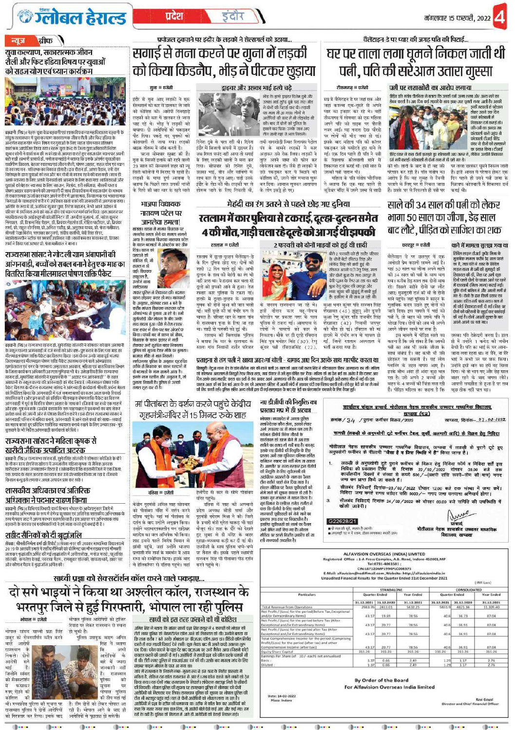## न्यूज़ ब्रीफ

### युवा कल्याण, सकारात्मक जीवन शैली और फिट इंडिया विषय पर युवाओं को सहजयोग एवं ध्यान कार्यक्रम

### राज्यसभा सांसद ने गोद ली ग्राम अंबापानी की आंगनवाड़ी, बच्चों को सबल बनाने हेतु एक माह का वितरित किया मीलमिलेट पोषण शक्ति पैकेट

### राज्यसभा सांसद ने महिला कृषक से खरीदी जैविक उत्पादित अदरक

### शासकीय अधिवक्ता एवं अतिरिक्त अधिवक्ता ने पदभार ग्रहण किया

### शहीद सैनिकों को दी श्रद्धांजलि

---

प्रपोजल ठुकराने पर इंदौर के लड़के ने सेल्समैन को उठाया...

# सगाई से मना करने पर गुना में लड़की को किया किडनैप, भीड़ ने पीटकर छुड़ाया

गुना ■ उज्जैन

### ड्राइवर और उसका भाई हत्थे चढ़े

### भाजपा विधायक नारायण पटेल पर जानलेवा हमला!

---

वैलेंटाइन डे पर प्यार की जगह पति की पिटाई...

# घर पर ताला लगा घूमने निकल जाती थी पत्नी, पति की सरेआम उतारा गुस्सा

टीकमगढ़ ■ उज्जैन

### पत्नी पर नशाखोरी का आरोप लगाया

---

मेहंदी का रंग उतरने से पहले छोड़ गए दुनिया

# रतलाम में कार पुलिया से टकराई, दूल्हा-दुल्हन समेत 4 की मौत, गाड़ी चला रहे दूल्हे को आगई थी झपकी

रतलाम ■ उज्जैन

### 2 फरवरी को दोनों भाइयों की हुई थी शादी

### प्रताड़ना से तंग पति ने खाया जहर:मां बोली - दामाद आए दिन उसके साथ मारपीट करता था

---

# साले की 34 साल की पत्नी को लेकर भागा 50 साल का जीजा, डेढ़ साल बाद लौटे, पीड़ित को साजिश का शक

छतरपुर ■ उज्जैन

### थाने में मामला सुलझ गया था

---

# मां पीतांबरा के दर्शन करने पहुंचे केंद्रीय गृहमंत्री:मंदिर में 15 मिनट रुके शाह

दतिया ■ उज्जैन

---

# नए डीजीपी की नियुक्ति का प्रस्ताव MP में ही अटका

भोपाल ■ उज्जैन

---

**कार्यालय प्राचार्य मोतीलाल नेहरू शासकीय उत्कृष्ट उच्चतर माध्यमिक विद्यालय, खण्डवा (म.प्र.)**

क्रमांक/34 /पुराना फर्नीचर विक्रय/2022 खण्डवा, दिनांक- 07/02/2022

**सामग्री (लकड़ी के अनुपयोगी टूटे फर्नीचर टेबल, कुर्सी, अलमारी आदि) के विक्रय हेतु निविदा**

मोतीलाल नेहरू शासकीय उत्कृष्ट उच्चतर माध्यमिक विद्यालय, खण्डवा में लकड़ी के पुराने टूटे हुए अनुपयोगी फर्नीचर की नीलामी "जैसा है व जिस स्थिति में है" किया जाना है।

1. लकड़ी के अनुपयोगी टूटे पुराने फर्नीचर के विक्रय हेतु निविदा फॉर्म व निविदा शर्तें इस निविदा की प्रकाशन तिथि से दिनांक 22/02/2022 दोपहर 03.00 बजे तक कार्यालयीन दिवसों में संस्था से रूपये 500/- (अक्षरी राशि रूपये-पाँच सौ मात्र) नगद जमा कर प्राप्त किये जा सकते हैं।
2. सीलबंद निविदाएँ दिनांक-23/02/2022 दोपहर 12.00 बजे तक संस्था में जमा करें। निविदा जमा करते समय धरोहर राशि 5000/- नगद जमा करवाना अनिवार्य होगा।
3. सीलबंद निविदाएँ दिनांक 24/02/2022 को दोपहर 03.00 बजे समिति की उपस्थिति में खोली जावेगी।

प्राचार्य
मोतीलाल नेहरू शासकीय उत्कृष्ट उच्चतर माध्यमिक विद्यालय, खण्डवा

G22628/21

---

**ALFAVISION OVERSEAS (INDIA) LIMITED**

Registered Office : 1-A Press Complex, A.B. Road, Indore-452001,MP

Tel:0731-4065101 ;

CIN:L67120MP1994PLC008375

E-Mail: alfavision@rediffmail.com, Website: http://alfavisionindia.in

Unaudited Financial Results for the Quarter Ended 31st December 2021

(INR Lacs)

| Particulars | STANDALONE | | | CONSOLIDATED | | |
|---|---|---|---|---|---|---|
| | Quarter Ended | | Year Ended | Quarter Ended | | Year Ended |
| | 31.12.2021 | 31.12.2020 | 31.12.2021 | 31.12.2021 | 31.12.2020 | 31.12.2021 |
| Total Revenue from Operations | 2983.76 | 2413.01 | 5632.25 | 5831.9 | 4821.34 | 11,309.40 |
| Net Profit / (Loss) for the period(Before Tax, Exceptional and/or Extraordinary Items) | 43.17 | 19.69 | 78.56 | 40.6 | 36.73 | 87.04 |
| Net Profit / (Loss) for the period before Tax (After Exceptional and/or Extraordinary Items) | 43.17 | 20.77 | 78.56 | 40.6 | 36.91 | 87.04 |
| Net Profit / (Loss) for the period after Tax (After Exceptional and/or Extraordinary Items) | 43.17 | 20.77 | 78.56 | 40.6 | 36.91 | 87.04 |
| Total Comprehensive Income for the period (Comprising Profit/(Loss) for the period (after tax) and other Comprehensive Income (after tax)) | 43.17 | 20.77 | 78.56 | 40.6 | 36.91 | 87.04 |
| Equity Share Capital | 315.26 | 315.26 | 315.26 | 315.26 | 315.26 | 315.26 |
| Earnings Per Share (of 10/- each) not annualised | | | | | | |
| Basic : | 1.37 | 0.66 | 2.49 | 1.29 | 1.17 | 2.76 |
| Diluted : | 1.37 | 0.66 | 2.49 | 1.29 | 1.17 | 2.76 |

Date: 14-02-2022
Place: Indore

By Order of the Board
For Alfavision Overseas India Limited

Ravi Goyal
Director and Chief Financial Officer

---

साध्वी प्रज्ञा को सेक्सटॉर्शन कॉल करने वाले पकड़ाए...

# दो सगे भाइयों ने किया था अश्लील कॉल, राजस्थान के भरतपुर जिले से हुई गिरफ्तारी, भोपाल ला रही पुलिस

भोपाल ■ उज्जैन

### साध्वी को इस तरह फंसाने की थी कोशिश